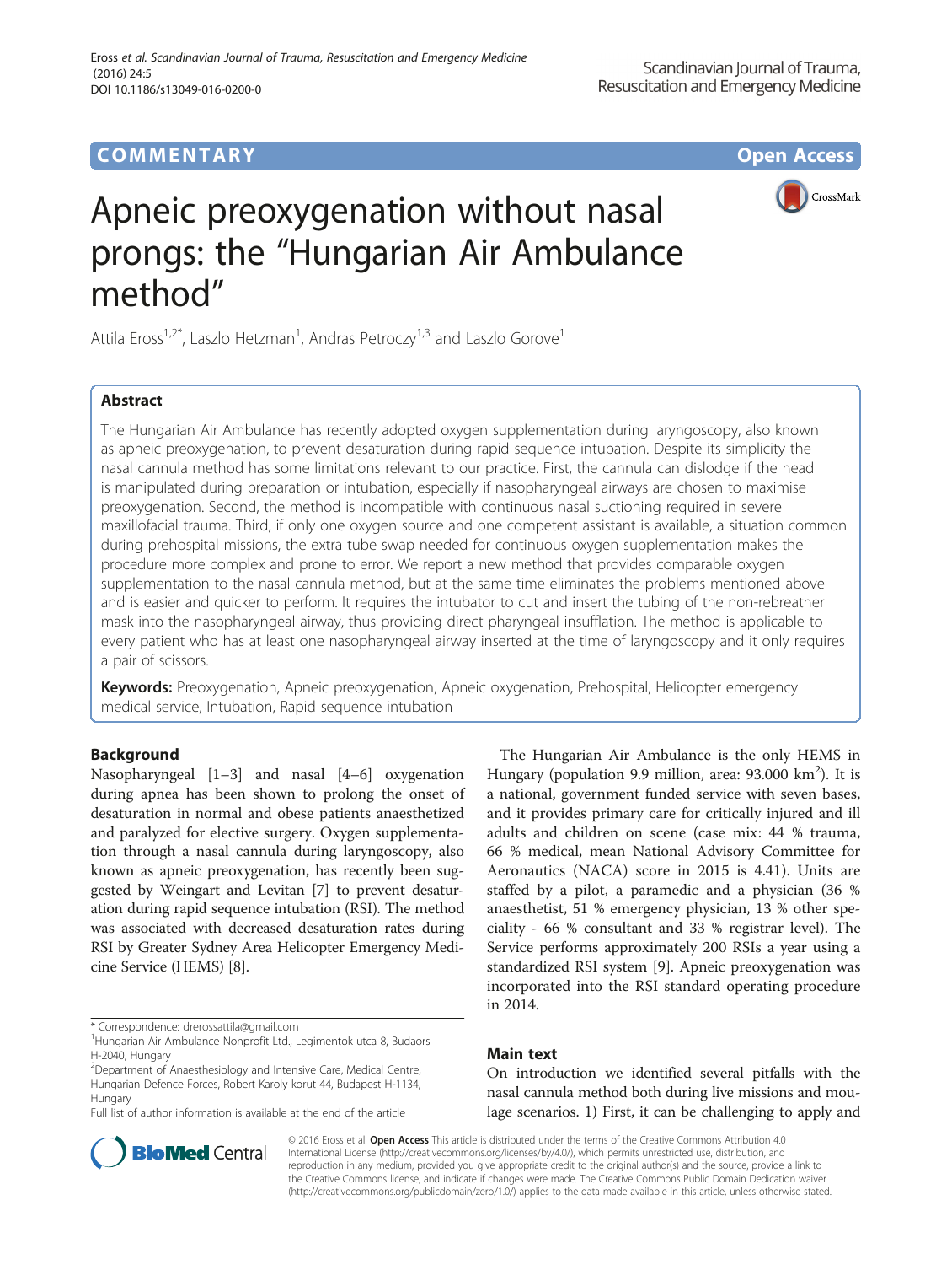COMMENTARY Open Access

# Apneic preoxygenation without nasal prongs: the "Hungarian Air Ambulance method"

Attila Eross[1,2*], Laszlo Hetzman[1], Andras Petroczy[1,3] and Laszlo Gorove[1]

## Abstract

The Hungarian Air Ambulance has recently adopted oxygen supplementation during laryngoscopy, also known as apneic preoxygenation, to prevent desaturation during rapid sequence intubation. Despite its simplicity the nasal cannula method has some limitations relevant to our practice. First, the cannula can dislodge if the head is manipulated during preparation or intubation, especially if nasopharyngeal airways are chosen to maximise preoxygenation. Second, the method is incompatible with continuous nasal suctioning required in severe maxillofacial trauma. Third, if only one oxygen source and one competent assistant is available, a situation common during prehospital missions, the extra tube swap needed for continuous oxygen supplementation makes the procedure more complex and prone to error. We report a new method that provides comparable oxygen supplementation to the nasal cannula method, but at the same time eliminates the problems mentioned above and is easier and quicker to perform. It requires the intubator to cut and insert the tubing of the non-rebreather mask into the nasopharyngeal airway, thus providing direct pharyngeal insufflation. The method is applicable to every patient who has at least one nasopharyngeal airway inserted at the time of laryngoscopy and it only requires a pair of scissors.

**Keywords:** Preoxygenation, Apneic preoxygenation, Apneic oxygenation, Prehospital, Helicopter emergency medical service, Intubation, Rapid sequence intubation

## Background

Nasopharyngeal [1–3] and nasal [4–6] oxygenation during apnea has been shown to prolong the onset of desaturation in normal and obese patients anaesthetized and paralyzed for elective surgery. Oxygen supplementation through a nasal cannula during laryngoscopy, also known as apneic preoxygenation, has recently been suggested by Weingart and Levitan [7] to prevent desaturation during rapid sequence intubation (RSI). The method was associated with decreased desaturation rates during RSI by Greater Sydney Area Helicopter Emergency Medicine Service (HEMS) [8].

The Hungarian Air Ambulance is the only HEMS in Hungary (population 9.9 million, area: 93.000 km$^2$). It is a national, government funded service with seven bases, and it provides primary care for critically injured and ill adults and children on scene (case mix: 44 % trauma, 66 % medical, mean National Advisory Committee for Aeronautics (NACA) score in 2015 is 4.41). Units are staffed by a pilot, a paramedic and a physician (36 % anaesthetist, 51 % emergency physician, 13 % other speciality - 66 % consultant and 33 % registrar level). The Service performs approximately 200 RSIs a year using a standardized RSI system [9]. Apneic preoxygenation was incorporated into the RSI standard operating procedure in 2014.

## Main text

On introduction we identified several pitfalls with the nasal cannula method both during live missions and moulage scenarios. 1) First, it can be challenging to apply and

\* Correspondence: drerossattila@gmail.com
[1]Hungarian Air Ambulance Nonprofit Ltd., Legimentok utca 8, Budaors H-2040, Hungary
[2]Department of Anaesthesiology and Intensive Care, Medical Centre, Hungarian Defence Forces, Robert Karoly korut 44, Budapest H-1134, Hungary
Full list of author information is available at the end of the article

© 2016 Eross et al. **Open Access** This article is distributed under the terms of the Creative Commons Attribution 4.0 International License (http://creativecommons.org/licenses/by/4.0/), which permits unrestricted use, distribution, and reproduction in any medium, provided you give appropriate credit to the original author(s) and the source, provide a link to the Creative Commons license, and indicate if changes were made. The Creative Commons Public Domain Dedication waiver (http://creativecommons.org/publicdomain/zero/1.0/) applies to the data made available in this article, unless otherwise stated.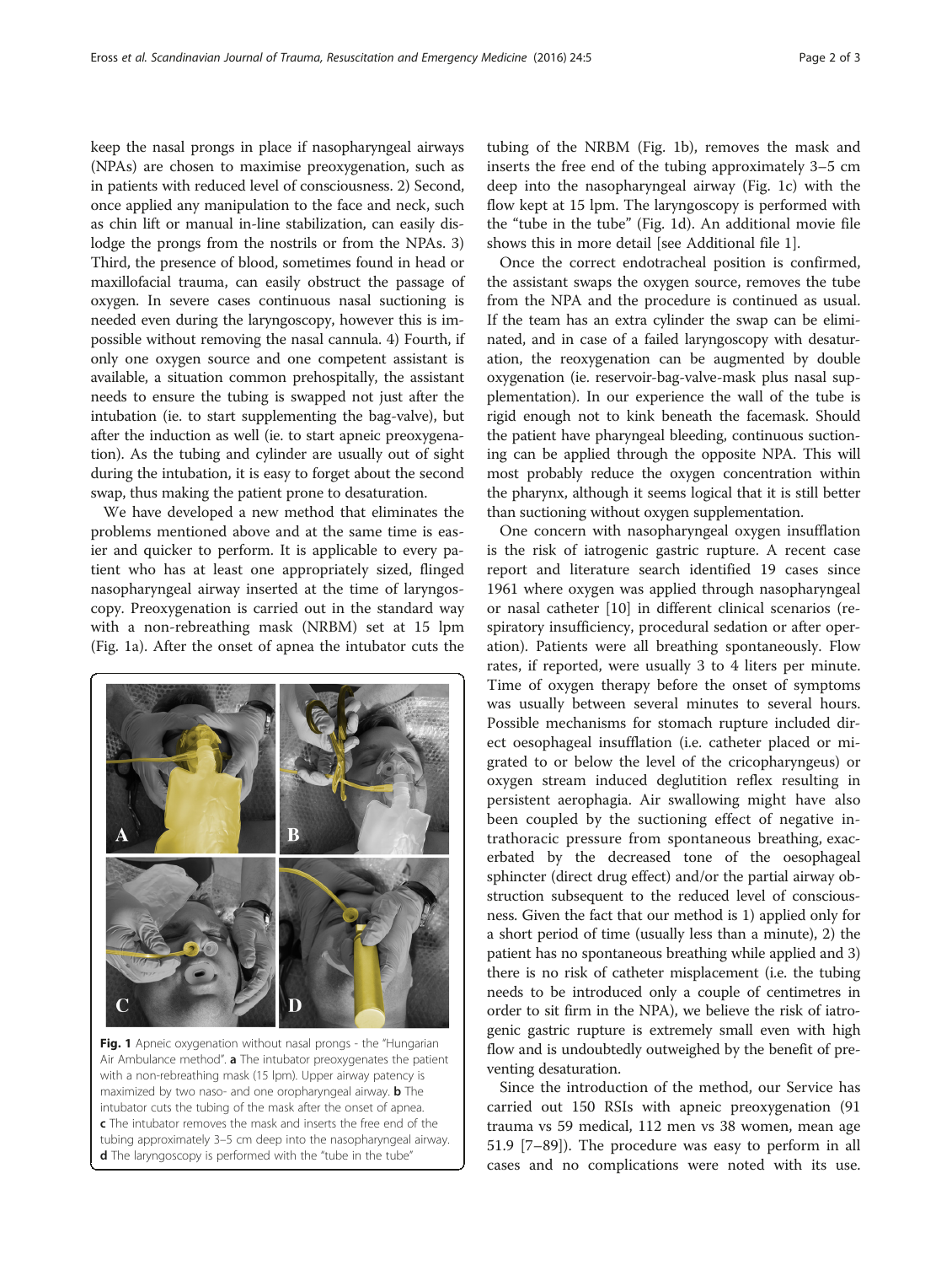keep the nasal prongs in place if nasopharyngeal airways (NPAs) are chosen to maximise preoxygenation, such as in patients with reduced level of consciousness. 2) Second, once applied any manipulation to the face and neck, such as chin lift or manual in-line stabilization, can easily dislodge the prongs from the nostrils or from the NPAs. 3) Third, the presence of blood, sometimes found in head or maxillofacial trauma, can easily obstruct the passage of oxygen. In severe cases continuous nasal suctioning is needed even during the laryngoscopy, however this is impossible without removing the nasal cannula. 4) Fourth, if only one oxygen source and one competent assistant is available, a situation common prehospitally, the assistant needs to ensure the tubing is swapped not just after the intubation (ie. to start supplementing the bag-valve), but after the induction as well (ie. to start apneic preoxygenation). As the tubing and cylinder are usually out of sight during the intubation, it is easy to forget about the second swap, thus making the patient prone to desaturation.

We have developed a new method that eliminates the problems mentioned above and at the same time is easier and quicker to perform. It is applicable to every patient who has at least one appropriately sized, flinged nasopharyngeal airway inserted at the time of laryngoscopy. Preoxygenation is carried out in the standard way with a non-rebreathing mask (NRBM) set at 15 lpm (Fig. 1a). After the onset of apnea the intubator cuts the tubing of the NRBM (Fig. 1b), removes the mask and inserts the free end of the tubing approximately 3–5 cm deep into the nasopharyngeal airway (Fig. 1c) with the flow kept at 15 lpm. The laryngoscopy is performed with the "tube in the tube" (Fig. 1d). An additional movie file shows this in more detail [see Additional file 1].

**Fig. 1** Apneic oxygenation without nasal prongs - the "Hungarian Air Ambulance method". **a** The intubator preoxygenates the patient with a non-rebreathing mask (15 lpm). Upper airway patency is maximized by two naso- and one oropharyngeal airway. **b** The intubator cuts the tubing of the mask after the onset of apnea. **c** The intubator removes the mask and inserts the free end of the tubing approximately 3–5 cm deep into the nasopharyngeal airway. **d** The laryngoscopy is performed with the "tube in the tube"

Once the correct endotracheal position is confirmed, the assistant swaps the oxygen source, removes the tube from the NPA and the procedure is continued as usual. If the team has an extra cylinder the swap can be eliminated, and in case of a failed laryngoscopy with desaturation, the reoxygenation can be augmented by double oxygenation (ie. reservoir-bag-valve-mask plus nasal supplementation). In our experience the wall of the tube is rigid enough not to kink beneath the facemask. Should the patient have pharyngeal bleeding, continuous suctioning can be applied through the opposite NPA. This will most probably reduce the oxygen concentration within the pharynx, although it seems logical that it is still better than suctioning without oxygen supplementation.

One concern with nasopharyngeal oxygen insufflation is the risk of iatrogenic gastric rupture. A recent case report and literature search identified 19 cases since 1961 where oxygen was applied through nasopharyngeal or nasal catheter [10] in different clinical scenarios (respiratory insufficiency, procedural sedation or after operation). Patients were all breathing spontaneously. Flow rates, if reported, were usually 3 to 4 liters per minute. Time of oxygen therapy before the onset of symptoms was usually between several minutes to several hours. Possible mechanisms for stomach rupture included direct oesophageal insufflation (i.e. catheter placed or migrated to or below the level of the cricopharyngeus) or oxygen stream induced deglutition reflex resulting in persistent aerophagia. Air swallowing might have also been coupled by the suctioning effect of negative intrathoracic pressure from spontaneous breathing, exacerbated by the decreased tone of the oesophageal sphincter (direct drug effect) and/or the partial airway obstruction subsequent to the reduced level of consciousness. Given the fact that our method is 1) applied only for a short period of time (usually less than a minute), 2) the patient has no spontaneous breathing while applied and 3) there is no risk of catheter misplacement (i.e. the tubing needs to be introduced only a couple of centimetres in order to sit firm in the NPA), we believe the risk of iatrogenic gastric rupture is extremely small even with high flow and is undoubtedly outweighed by the benefit of preventing desaturation.

Since the introduction of the method, our Service has carried out 150 RSIs with apneic preoxygenation (91 trauma vs 59 medical, 112 men vs 38 women, mean age 51.9 [7–89]). The procedure was easy to perform in all cases and no complications were noted with its use.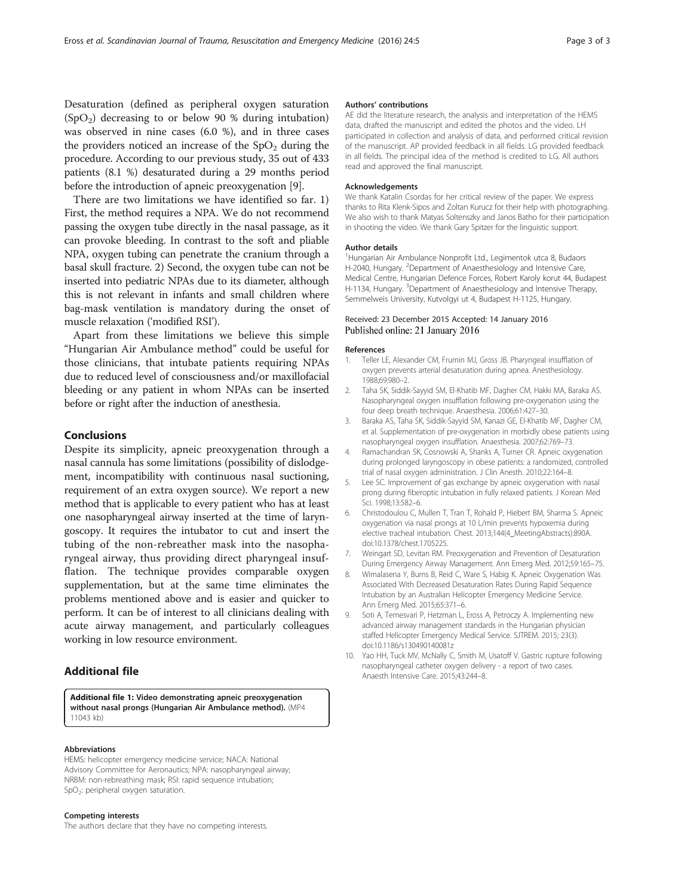Desaturation (defined as peripheral oxygen saturation ($SpO_2$) decreasing to or below 90 % during intubation) was observed in nine cases (6.0 %), and in three cases the providers noticed an increase of the $SpO_2$ during the procedure. According to our previous study, 35 out of 433 patients (8.1 %) desaturated during a 29 months period before the introduction of apneic preoxygenation [9].

There are two limitations we have identified so far. 1) First, the method requires a NPA. We do not recommend passing the oxygen tube directly in the nasal passage, as it can provoke bleeding. In contrast to the soft and pliable NPA, oxygen tubing can penetrate the cranium through a basal skull fracture. 2) Second, the oxygen tube can not be inserted into pediatric NPAs due to its diameter, although this is not relevant in infants and small children where bag-mask ventilation is mandatory during the onset of muscle relaxation ('modified RSI').

Apart from these limitations we believe this simple "Hungarian Air Ambulance method" could be useful for those clinicians, that intubate patients requiring NPAs due to reduced level of consciousness and/or maxillofacial bleeding or any patient in whom NPAs can be inserted before or right after the induction of anesthesia.

## Conclusions

Despite its simplicity, apneic preoxygenation through a nasal cannula has some limitations (possibility of dislodgement, incompatibility with continuous nasal suctioning, requirement of an extra oxygen source). We report a new method that is applicable to every patient who has at least one nasopharyngeal airway inserted at the time of laryngoscopy. It requires the intubator to cut and insert the tubing of the non-rebreather mask into the nasopharyngeal airway, thus providing direct pharyngeal insufflation. The technique provides comparable oxygen supplementation, but at the same time eliminates the problems mentioned above and is easier and quicker to perform. It can be of interest to all clinicians dealing with acute airway management, and particularly colleagues working in low resource environment.

## Additional file

**Additional file 1: Video demonstrating apneic preoxygenation without nasal prongs (Hungarian Air Ambulance method).** (MP4 11043 kb)

#### Abbreviations

HEMS: helicopter emergency medicine service; NACA: National Advisory Committee for Aeronautics; NPA: nasopharyngeal airway; NRBM: non-rebreathing mask; RSI: rapid sequence intubation; $SpO_2$: peripheral oxygen saturation.

#### Competing interests

The authors declare that they have no competing interests.

#### Authors' contributions

AE did the literature research, the analysis and interpretation of the HEMS data, drafted the manuscript and edited the photos and the video. LH participated in collection and analysis of data, and performed critical revision of the manuscript. AP provided feedback in all fields. LG provided feedback in all fields. The principal idea of the method is credited to LG. All authors read and approved the final manuscript.

#### Acknowledgements

We thank Katalin Csordas for her critical review of the paper. We express thanks to Rita Klenk-Sipos and Zoltan Kurucz for their help with photographing. We also wish to thank Matyas Soltenszky and Janos Batho for their participation in shooting the video. We thank Gary Spitzer for the linguistic support.

#### Author details

[1]Hungarian Air Ambulance Nonprofit Ltd., Legimentok utca 8, Budaors H-2040, Hungary. [2]Department of Anaesthesiology and Intensive Care, Medical Centre, Hungarian Defence Forces, Robert Karoly korut 44, Budapest H-1134, Hungary. [3]Department of Anaesthesiology and Intensive Therapy, Semmelweis University, Kutvolgyi ut 4, Budapest H-1125, Hungary.

Received: 23 December 2015 Accepted: 14 January 2016
Published online: 21 January 2016

#### References

1. Teller LE, Alexander CM, Frumin MJ, Gross JB. Pharyngeal insufflation of oxygen prevents arterial desaturation during apnea. Anesthesiology. 1988;69:980–2.
2. Taha SK, Siddik-Sayyid SM, El-Khatib MF, Dagher CM, Hakki MA, Baraka AS. Nasopharyngeal oxygen insufflation following pre-oxygenation using the four deep breath technique. Anaesthesia. 2006;61:427–30.
3. Baraka AS, Taha SK, Siddik-Sayyid SM, Kanazi GE, El-Khatib MF, Dagher CM, et al. Supplementation of pre-oxygenation in morbidly obese patients using nasopharyngeal oxygen insufflation. Anaesthesia. 2007;62:769–73.
4. Ramachandran SK, Cosnowski A, Shanks A, Turner CR. Apneic oxygenation during prolonged laryngoscopy in obese patients: a randomized, controlled trial of nasal oxygen administration. J Clin Anesth. 2010;22:164–8.
5. Lee SC. Improvement of gas exchange by apneic oxygenation with nasal prong during fiberoptic intubation in fully relaxed patients. J Korean Med Sci. 1998;13:582–6.
6. Christodoulou C, Mullen T, Tran T, Rohald P, Hiebert BM, Sharma S. Apneic oxygenation via nasal prongs at 10 L/min prevents hypoxemia during elective tracheal intubation. Chest. 2013;144(4_MeetingAbstracts):890A. doi:10.1378/chest.1705225.
7. Weingart SD, Levitan RM. Preoxygenation and Prevention of Desaturation During Emergency Airway Management. Ann Emerg Med. 2012;59:165–75.
8. Wimalasena Y, Burns B, Reid C, Ware S, Habig K. Apneic Oxygenation Was Associated With Decreased Desaturation Rates During Rapid Sequence Intubation by an Australian Helicopter Emergency Medicine Service. Ann Emerg Med. 2015;65:371–6.
9. Soti A, Temesvari P, Hetzman L, Eross A, Petroczy A. Implementing new advanced airway management standards in the Hungarian physician staffed Helicopter Emergency Medical Service. SJTREM. 2015; 23(3). doi:10.1186/s130490140081z
10. Yao HH, Tuck MV, McNally C, Smith M, Usatoff V. Gastric rupture following nasopharyngeal catheter oxygen delivery - a report of two cases. Anaesth Intensive Care. 2015;43:244–8.